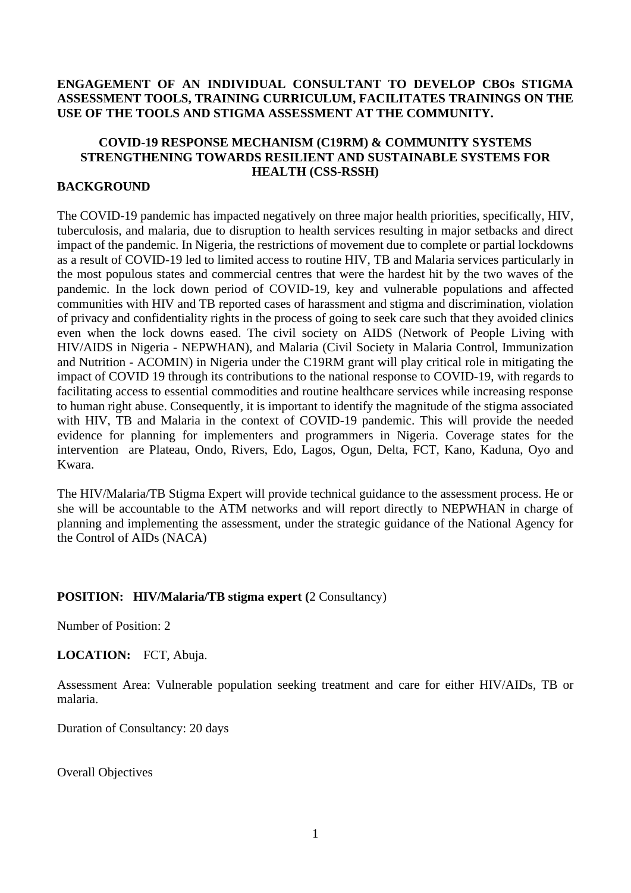**ENGAGEMENT OF AN INDIVIDUAL CONSULTANT TO DEVELOP CBOs STIGMA ASSESSMENT TOOLS, TRAINING CURRICULUM, FACILITATES TRAININGS ON THE USE OF THE TOOLS AND STIGMA ASSESSMENT AT THE COMMUNITY.**

**COVID-19 RESPONSE MECHANISM (C19RM) & COMMUNITY SYSTEMS STRENGTHENING TOWARDS RESILIENT AND SUSTAINABLE SYSTEMS FOR HEALTH (CSS-RSSH)**

**BACKGROUND**

The COVID-19 pandemic has impacted negatively on three major health priorities, specifically, HIV, tuberculosis, and malaria, due to disruption to health services resulting in major setbacks and direct impact of the pandemic. In Nigeria, the restrictions of movement due to complete or partial lockdowns as a result of COVID-19 led to limited access to routine HIV, TB and Malaria services particularly in the most populous states and commercial centres that were the hardest hit by the two waves of the pandemic. In the lock down period of COVID-19, key and vulnerable populations and affected communities with HIV and TB reported cases of harassment and stigma and discrimination, violation of privacy and confidentiality rights in the process of going to seek care such that they avoided clinics even when the lock downs eased. The civil society on AIDS (Network of People Living with HIV/AIDS in Nigeria - NEPWHAN), and Malaria (Civil Society in Malaria Control, Immunization and Nutrition - ACOMIN) in Nigeria under the C19RM grant will play critical role in mitigating the impact of COVID 19 through its contributions to the national response to COVID-19, with regards to facilitating access to essential commodities and routine healthcare services while increasing response to human right abuse. Consequently, it is important to identify the magnitude of the stigma associated with HIV, TB and Malaria in the context of COVID-19 pandemic. This will provide the needed evidence for planning for implementers and programmers in Nigeria. Coverage states for the intervention are Plateau, Ondo, Rivers, Edo, Lagos, Ogun, Delta, FCT, Kano, Kaduna, Oyo and Kwara.

The HIV/Malaria/TB Stigma Expert will provide technical guidance to the assessment process. He or she will be accountable to the ATM networks and will report directly to NEPWHAN in charge of planning and implementing the assessment, under the strategic guidance of the National Agency for the Control of AIDs (NACA)

**POSITION: HIV/Malaria/TB stigma expert (**2 Consultancy)

Number of Position: 2

**LOCATION:** FCT, Abuja.

Assessment Area: Vulnerable population seeking treatment and care for either HIV/AIDs, TB or malaria.

Duration of Consultancy: 20 days

Overall Objectives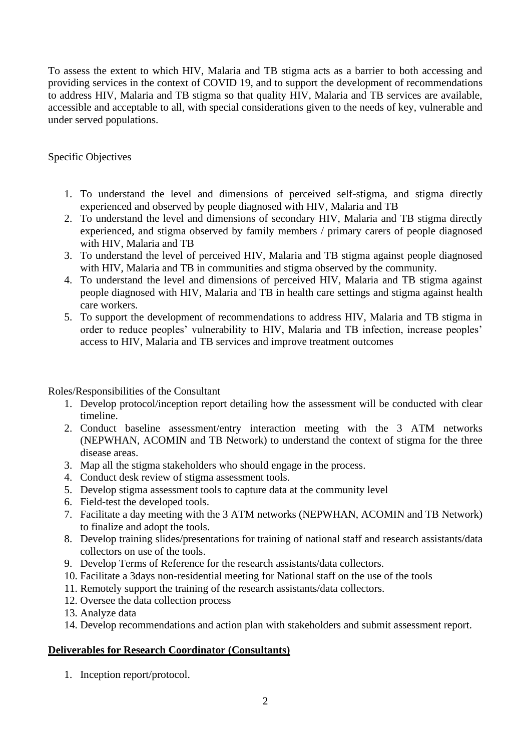To assess the extent to which HIV, Malaria and TB stigma acts as a barrier to both accessing and providing services in the context of COVID 19, and to support the development of recommendations to address HIV, Malaria and TB stigma so that quality HIV, Malaria and TB services are available, accessible and acceptable to all, with special considerations given to the needs of key, vulnerable and under served populations.

Specific Objectives

1. To understand the level and dimensions of perceived self-stigma, and stigma directly experienced and observed by people diagnosed with HIV, Malaria and TB
2. To understand the level and dimensions of secondary HIV, Malaria and TB stigma directly experienced, and stigma observed by family members / primary carers of people diagnosed with HIV, Malaria and TB
3. To understand the level of perceived HIV, Malaria and TB stigma against people diagnosed with HIV, Malaria and TB in communities and stigma observed by the community.
4. To understand the level and dimensions of perceived HIV, Malaria and TB stigma against people diagnosed with HIV, Malaria and TB in health care settings and stigma against health care workers.
5. To support the development of recommendations to address HIV, Malaria and TB stigma in order to reduce peoples' vulnerability to HIV, Malaria and TB infection, increase peoples' access to HIV, Malaria and TB services and improve treatment outcomes

Roles/Responsibilities of the Consultant

1. Develop protocol/inception report detailing how the assessment will be conducted with clear timeline.
2. Conduct baseline assessment/entry interaction meeting with the 3 ATM networks (NEPWHAN, ACOMIN and TB Network) to understand the context of stigma for the three disease areas.
3. Map all the stigma stakeholders who should engage in the process.
4. Conduct desk review of stigma assessment tools.
5. Develop stigma assessment tools to capture data at the community level
6. Field-test the developed tools.
7. Facilitate a day meeting with the 3 ATM networks (NEPWHAN, ACOMIN and TB Network) to finalize and adopt the tools.
8. Develop training slides/presentations for training of national staff and research assistants/data collectors on use of the tools.
9. Develop Terms of Reference for the research assistants/data collectors.
10. Facilitate a 3days non-residential meeting for National staff on the use of the tools
11. Remotely support the training of the research assistants/data collectors.
12. Oversee the data collection process
13. Analyze data
14. Develop recommendations and action plan with stakeholders and submit assessment report.

**<u>Deliverables for Research Coordinator (Consultants)</u>**

1. Inception report/protocol.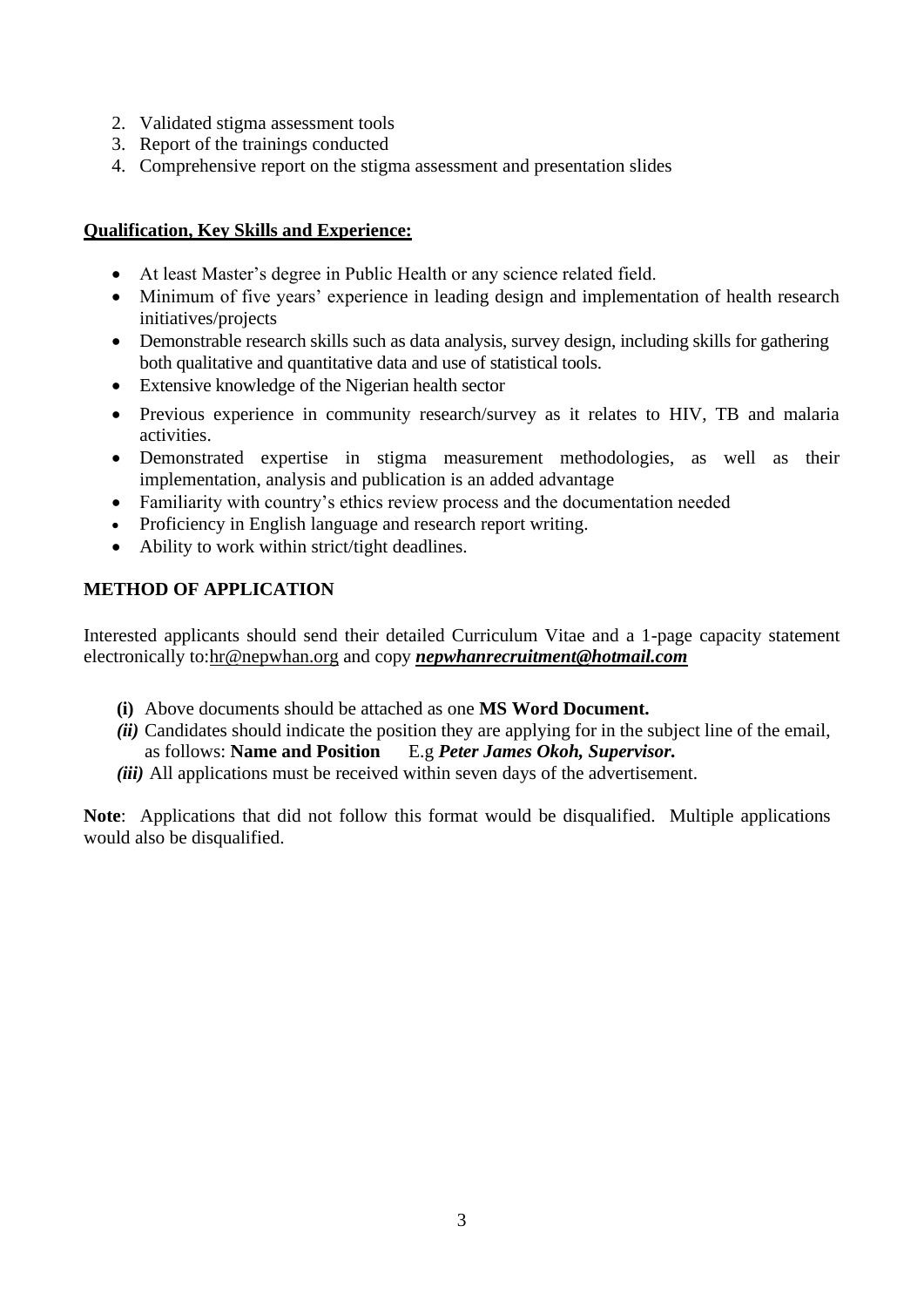2. Validated stigma assessment tools
3. Report of the trainings conducted
4. Comprehensive report on the stigma assessment and presentation slides

**Qualification, Key Skills and Experience:**

- At least Master's degree in Public Health or any science related field.
- Minimum of five years' experience in leading design and implementation of health research initiatives/projects
- Demonstrable research skills such as data analysis, survey design, including skills for gathering both qualitative and quantitative data and use of statistical tools.
- Extensive knowledge of the Nigerian health sector
- Previous experience in community research/survey as it relates to HIV, TB and malaria activities.
- Demonstrated expertise in stigma measurement methodologies, as well as their implementation, analysis and publication is an added advantage
- Familiarity with country's ethics review process and the documentation needed
- Proficiency in English language and research report writing.
- Ability to work within strict/tight deadlines.

**METHOD OF APPLICATION**

Interested applicants should send their detailed Curriculum Vitae and a 1-page capacity statement electronically to:hr@nepwhan.org and copy ***nepwhanrecruitment@hotmail.com***

**(i)** Above documents should be attached as one **MS Word Document.**

***(ii)*** Candidates should indicate the position they are applying for in the subject line of the email, as follows: **Name and Position** E.g ***Peter James Okoh, Supervisor.***

***(iii)*** All applications must be received within seven days of the advertisement.

**Note**: Applications that did not follow this format would be disqualified. Multiple applications would also be disqualified.